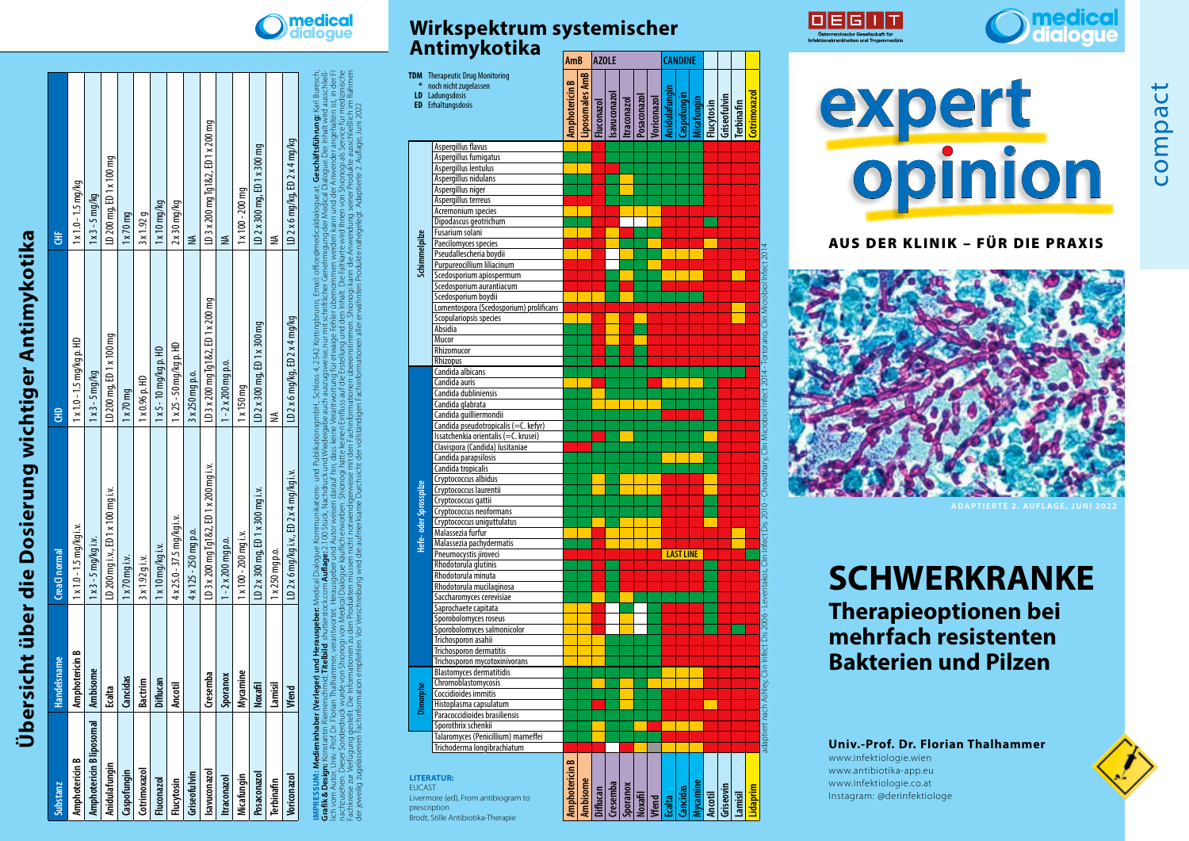# Übersicht über die Dosierung wichtiger Antimykotika

| Substanz | Handelsname | CreaCl normal | CHD | CHF |
|---|---|---|---|---|
| Amphotericin B | Amphotericin B | 1 x 1.0 - 1.5 mg/kg i.v. | 1 x 1.0 - 1.5 mg/kg p. HD | 1 x 1.0 - 1.5 mg/kg |
| Amphotericin B liposomal | Ambisome | 1 x 3 - 5 mg/kg i.v. | 1 x 3 - 5 mg/kg | 1 x 3 - 5 mg/kg |
| Anidulafungin | Ecalta | LD 200 mg i.v., ED 1 x 100 mg i.v. | LD 200 mg, ED 1 x 100 mg | LD 200 mg, ED 1 x 100 mg |
| Caspofungin | Cancidas | 1 x 70 mg i.v. | 1 x 70 mg | 1 x 70 mg |
| Cotrimoxazol | Bactrim | 3 x 1.92 g i.v. | 1 x 0.96 p. HD | 3 x 1.92 g |
| Fluconazol | Diflucan | 1 x 10 mg/kg i.v. | 1 x 5 - 10 mg/kg p. HD | 1 x 10 mg/kg |
| Flucytosin | Ancotil | 4 x 25.0 - 37.5 mg/kg i.v. | 1 x 25 - 50 mg/kg p. HD | 2 x 30 mg/kg |
| Griseofulvin | | 4 x 125 - 250 mg p.o. | 3 x 250 mg p.o. | NA |
| Isavuconazol | Cresemba | LD 3 x 200 mg Tg1&2, ED 1 x 200 mg i.v. | LD 3 x 200 mg Tg1&2, ED 1 x 200 mg | LD 3 x 200 mg Tg1&2, ED 1 x 200 mg |
| Itraconazol | Sporanox | 1 - 2 x 200 mg p.o. | 1 - 2 x 200 mg p.o. | NA |
| Micafungin | Mycamine | 1 x 100 - 200 mg i.v. | 1 x 150 mg | 1 x 100 - 200 mg |
| Posaconazol | Noxafil | LD 2x 300 mg, ED 1 x 300 mg i.v. | LD 2 x 300 mg, ED 1 x 300 mg | LD 2 x 300 mg, ED 1 x 300 mg |
| Terbinafin | Lamisil | 1 x 250 mg p.o. | NA | NA |
| Voriconazol | Vfend | LD 2 x 6mg/kg i.v., ED 2 x 4 mg/kg i.v. | LD 2 x 6 mg/kg, ED 2 x 4 mg/kg | LD 2 x 6 mg/kg, ED 2 x 4 mg/kg |

**IMPRESSUM: Medieninhaber (Verleger) und Herausgeber:** Medical Dialogue Kommunikations- und PublikationsgmbH, Schloss 4, 2542 Kottingbrunn, Email: office@medicaldialogue.at, **Geschäftsführung:** Karl Buresch, **Grafik & Design:** Konstantin Riemerschmid. **Titelbild** shutterstock.com **Auflage:** 2.100 Stück. Nachdruck und Wiedergabe auch auszugsweise, nur mit schriftlicher Genehmigung der Medical Dialogue. Der Inhalt wird ausschließlich vom Autor, Univ.-Prof. Dr. Florian Thalhammer, verantwortet. Herausgeber und Autoren weisen darauf hin, dass keine Verantwortung für etwaige Fehler übernommen werden kann und die Anwender angehalten ist, in der FI nachzusehen. Dieser Sonderdruck wurde von Shionogi von Medical Dialogue käuflich erworben. Shionogi hatte keinen Einfluss auf die Erstellung und den Inhalt. Die Faltkarte wird ihnen von Shionogi als Service für medizinische Fachkreise zur Verfügung gestellt. Die Informationen zu den Produkten müssen nicht notwendigerweise mit den Fachinformationen übereinstimmen. Shionogi kann die Anwendung seiner Produkte ausschließlich im Rahmen der jeweilig zugelassenen Fachinformation empfehlen. Vor Verschreibung wird die aufmerksame Durchsicht der vollständigen Fachinformationen aller erwähnten Produkte nahegelegt. Adaptierte 2. Auflage, Juni 2022

# Wirkspektrum systemischer Antimykotika

- **TDM** Therapeutic Drug Monitoring
- **\*** noch nicht zugelassen
- **LD** Ladungsdosis
- **ED** Erhaltungsdosis

Substance groups: AmB (Amphotericin B, Liposomales AmB); AZOLE (Fluconazol, Isavuconazol, Itraconazol, Posaconazol, Voriconazol); CANDINE (Anidulafungin, Caspofungin, Micafungin); Flucytosin; Griseofulvin; Terbinafin; Cotrimoxazol

Trade names: Amphotericin B, Ambisome, Diflucan, Cresemba, Sporanox, Noxafil, Vfend, Ecalta, Cancidas, Mycamine, Ancotil, Griseovin, Lamisil, Lidaprim

**Schimmelpilze:** Aspergillus flavus, Aspergillus fumigatus, Aspergillus lentulus, Aspergillus nidulans, Aspergillus niger, Aspergillus terreus, Acremonium species, Dipodascus geotrichum, Fusarium solani, Paecilomyces species, Pseudallescheria boydii, Purpureocillium lilacinum, Scedosporium apiospermum, Scedosporium aurantiacum, Scedosporium boydii, Lomentospora (Scedosporium) prolificans, Scopulariopsis species, Absidia, Mucor, Rhizomucor, Rhizopus

**Hefe- oder Sprosspilze:** Candida albicans, Candida auris, Candida dubliniensis, Candida glabrata, Candida guilliermondii, Candida pseudotropicalis (=C. kefyr), Issatchenkia orientalis (=C. krusei), Clavispora (Candida) lusitaniae, Candida parapsilosis, Candida tropicalis, Cryptococcus albidus, Cryptococcus laurentii, Cryptococcus gattii, Cryptococcus neoformans, Cryptococcus uniguttulatus, Malassezia furfur, Malassezia pachydermatis, Pneumocystis jiroveci (LAST LINE), Rhodotorula glutinis, Rhodotorula minuta, Rhodotorula mucilaginosa, Saccharomyces cerevisiae, Saprochaete capitata, Sporobolomyces roseus, Sporobolomyces salmonicolor, Trichosporon asahii, Trichosporon dermatitis, Trichosporon mycotoxinivorans

**Dimorphe:** Blastomyces dermatitidis, Chromoblastomycosis, Coccidioides immitis, Histoplasma capsulatum, Paracoccidioides brasiliensis, Sporothrix schenkii, Talaromyces (Penicillium) marneffei, Trichoderma longibrachiatum

adaptiert nach Ashley, Clin Infect Dis 2006 - Leventakos, Clin Infect Dis 2010 - Chowdhary, Clin Microbiol Infect 2014 - Tortorano, Clin Microbiol Infect 2014

**LITERATUR:**
EUCAST
Livermore (ed), From antibiogram to prescription
Brodt, Stille Antibiotika-Therapie

ÖGIT Österreichische Gesellschaft für Infektionskrankheiten und Tropenmedizin

medical dialogue

# expert opinion

compact

**AUS DER KLINIK – FÜR DIE PRAXIS**

ADAPTIERTE 2. AUFLAGE, JUNI 2022

# SCHWERKRANKE

## Therapieoptionen bei mehrfach resistenten Bakterien und Pilzen

**Univ.-Prof. Dr. Florian Thalhammer**
www.infektiologie.wien
www.antibiotika-app.eu
www.infektiologie.co.at
Instagram: @derinfektiologe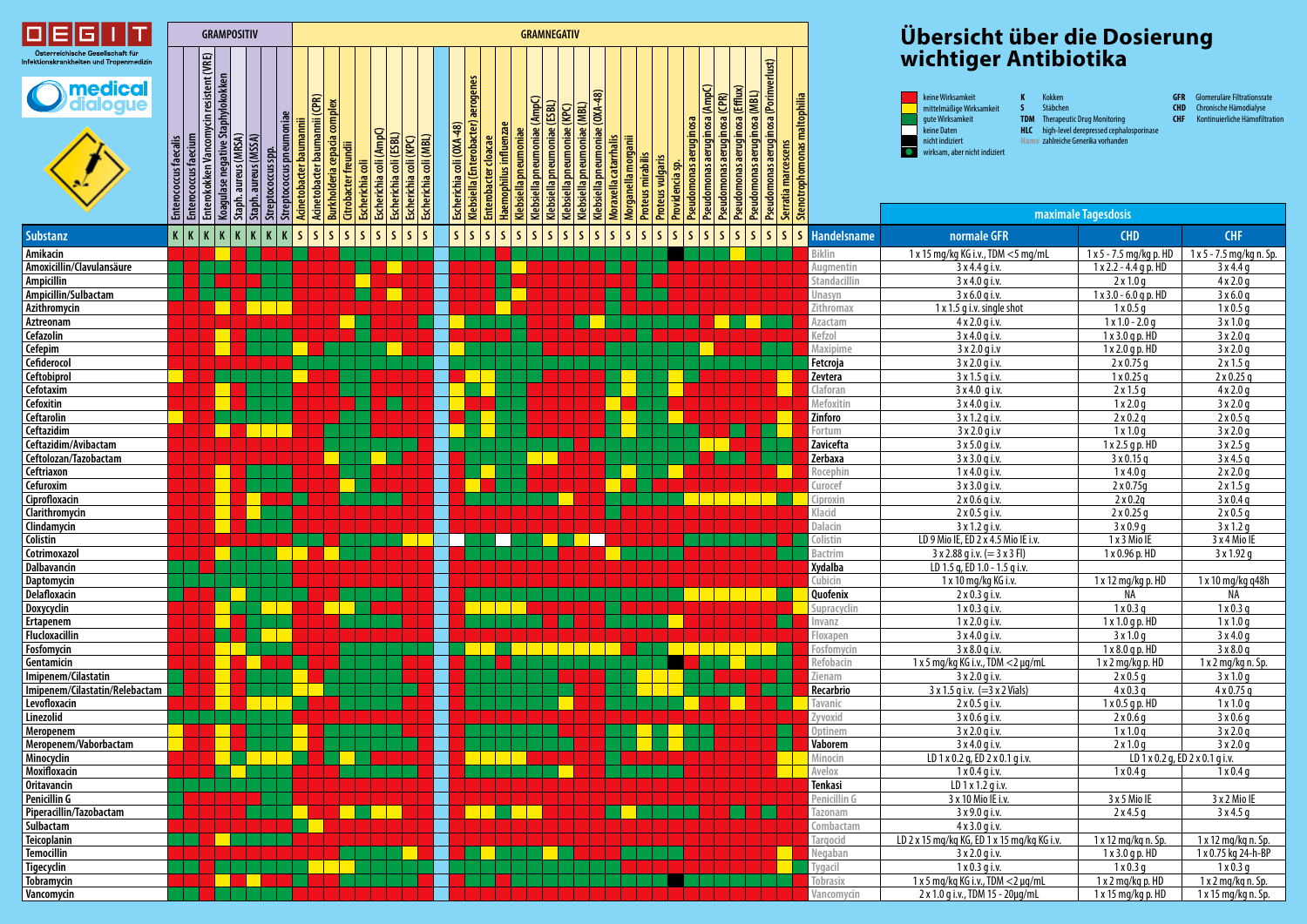**ÖEGIT** – Österreichische Gesellschaft für Infektionskrankheiten und Tropenmedizin

**medical dialogue**

# Übersicht über die Dosierung wichtiger Antibiotika

**Legende:**

- keine Wirksamkeit
- mittelmäßige Wirksamkeit
- gute Wirksamkeit
- keine Daten
- nicht indiziert
- wirksam, aber nicht indiziert

**Abkürzungen:**

- **K** Kokken
- **S** Stäbchen
- **TDM** Therapeutic Drug Monitoring
- **HLC** high-level derepressed cephalosporinase
- **Name** zahlreiche Generika vorhanden
- **GFR** Glomeruläre Filtrationsrate
- **CHD** Chronische Hämodialyse
- **CHF** Kontinuierliche Hämofiltration

**GRAMPOSITIV (K):** Enterococcus faecalis, Enterococcus faecium, Enterokokken Vancomycin resistent (VRE), Koagulase negative Staphylokokken, Staph. aureus (MRSA), Staph. aureus (MSSA), Streptococcus spp., Streptococcus pneumoniae

**GRAMNEGATIV (S):** Acinetobacter baumannii, Acinetobacter baumannii (CPR), Burkholderia cepacia complex, Citrobacter freundii, Escherichia coli, Escherichia coli (AmpC), Escherichia coli (ESBL), Escherichia coli (KPC), Escherichia coli (MBL), Escherichia coli (OXA-48), Klebsiella (Enterobacter) aerogenes, Enterobacter cloacae, Haemophilus influenzae, Klebsiella pneumoniae, Klebsiella pneumoniae (AmpC), Klebsiella pneumoniae (ESBL), Klebsiella pneumoniae (KPC), Klebsiella pneumoniae (MBL), Klebsiella pneumoniae (OXA-48), Moraxella catarrhalis, Morganella morganii, Proteus mirabilis, Proteus vulgaris, Providencia sp., Pseudomonas aeruginosa, Pseudomonas aeruginosa (AmpC), Pseudomonas aeruginosa (CPR), Pseudomonas aeruginosa (Efflux), Pseudomonas aeruginosa (MBL), Pseudomonas aeruginosa (Porinverlust), Serratia marcescens, Stenotrophomonas maltophilia

| Substanz | Handelsname | maximale Tagesdosis normale GFR | CHD | CHF |
|---|---|---|---|---|
| Amikacin | Biklin | 1 x 15 mg/kg KG i.v., TDM <5 mg/mL | 1 x 5 - 7.5 mg/kg p. HD | 1 x 5 - 7.5 mg/kg n. Sp. |
| Amoxicillin/Clavulansäure | Augmentin | 3 x 4.4 g i.v. | 1 x 2.2 - 4.4 g p. HD | 3 x 4.4 g |
| Ampicillin | Standacillin | 3 x 4.0 g i.v. | 2 x 1.0 g | 4 x 2.0 g |
| Ampicillin/Sulbactam | Unasyn | 3 x 6.0 g i.v. | 1 x 3.0 - 6.0 g p. HD | 3 x 6.0 g |
| Azithromycin | Zithromax | 1 x 1.5 g i.v. single shot | 1 x 0.5 g | 1 x 0.5 g |
| Aztreonam | Azactam | 4 x 2.0 g i.v. | 1 x 1.0 - 2.0 g | 3 x 1.0 g |
| Cefazolin | Kefzol | 3 x 4.0 g i.v. | 1 x 3.0 g p. HD | 3 x 2.0 g |
| Cefepim | Maxipime | 3 x 2.0 g i.v | 1 x 2.0 g p. HD | 3 x 2.0 g |
| Cefiderocol | Fetcroja | 3 x 2.0 g i.v. | 2 x 0.75 g | 2 x 1.5 g |
| Ceftobiprol | Zevtera | 3 x 1.5 g i.v. | 1 x 0.25 g | 2 x 0.25 g |
| Cefotaxim | Claforan | 3 x 4.0 g i.v. | 2 x 1.5 g | 4 x 2.0 g |
| Cefoxitin | Mefoxitin | 3 x 4.0 g i.v. | 1 x 2.0 g | 3 x 2.0 g |
| Ceftarolin | Zinforo | 3 x 1.2 g i.v. | 2 x 0.2 g | 2 x 0.5 g |
| Ceftazidim | Fortum | 3 x 2.0 g i.v. | 1 x 1.0 g | 3 x 2.0 g |
| Ceftazidim/Avibactam | Zavicefta | 3 x 5.0 g i.v. | 1 x 2.5 g p. HD | 3 x 2.5 g |
| Ceftolozan/Tazobactam | Zerbaxa | 3 x 3.0 g i.v. | 3 x 0.15 g | 3 x 4.5 g |
| Ceftriaxon | Rocephin | 1 x 4.0 g i.v. | 1 x 4.0 g | 2 x 2.0 g |
| Cefuroxim | Curocef | 3 x 3.0 g i.v. | 2 x 0.75g | 2 x 1.5 g |
| Ciprofloxacin | Ciproxin | 2 x 0.6 g i.v. | 2 x 0.2g | 3 x 0.4 g |
| Clarithromycin | Klacid | 2 x 0.5 g i.v. | 2 x 0.25 g | 2 x 0.5 g |
| Clindamycin | Dalacin | 3 x 1.2 g i.v. | 3 x 0.9 g | 3 x 1.2 g |
| Colistin | Colistin | LD 9 Mio IE, ED 2 x 4.5 Mio IE i.v. | 1 x 3 Mio IE | 3 x 4 Mio IE |
| Cotrimoxazol | Bactrim | 3 x 2.88 g i.v. (= 3 x 3 FI) | 1 x 0.96 p. HD | 3 x 1.92 g |
| Dalbavancin | Xydalba | LD 1.5 g, ED 1.0 - 1.5 g i.v. | | |
| Daptomycin | Cubicin | 1 x 10 mg/kg KG i.v. | 1 x 12 mg/kg p. HD | 1 x 10 mg/kg q48h |
| Delafloxacin | Quofenix | 2 x 0.3 g i.v. | NA | NA |
| Doxycyclin | Supracyclin | 1 x 0.3 g i.v. | 1 x 0.3 g | 1 x 0.3 g |
| Ertapenem | Invanz | 1 x 2.0 g i.v. | 1 x 1.0 g p. HD | 1 x 1.0 g |
| Flucloxacillin | Floxapen | 3 x 4.0 g i.v. | 3 x 1.0 g | 3 x 4.0 g |
| Fosfomycin | Fosfomycin | 3 x 8.0 g i.v. | 1 x 8.0 g p. HD | 3 x 8.0 g |
| Gentamicin | Refobacin | 1 x 5 mg/kg KG i.v., TDM <2 µg/mL | 1 x 2 mg/kg p. HD | 1 x 2 mg/kg n. Sp. |
| Imipenem/Cilastatin | Zienam | 3 x 2.0 g i.v. | 2 x 0.5 g | 3 x 1.0 g |
| Imipenem/Cilastatin/Relebactam | Recarbrio | 3 x 1.5 g i.v. (=3 x 2 Vials) | 4 x 0.3 g | 4 x 0.75 g |
| Levofloxacin | Tavanic | 2 x 0.5 g i.v. | 1 x 0.5 g p. HD | 1 x 1.0 g |
| Linezolid | Zyvoxid | 3 x 0.6 g i.v. | 2 x 0.6 g | 3 x 0.6 g |
| Meropenem | Optinem | 3 x 2.0 g i.v. | 1 x 1.0 g | 3 x 2.0 g |
| Meropenem/Vaborbactam | Vaborem | 3 x 4.0 g i.v. | 2 x 1.0 g | 3 x 2.0 g |
| Minocyclin | Minocin | LD 1 x 0.2 g, ED 2 x 0.1 g i.v. | LD 1 x 0.2 g, ED 2 x 0.1 g i.v. | |
| Moxifloxacin | Avelox | 1 x 0.4 g i.v. | 1 x 0.4 g | 1 x 0.4 g |
| Oritavancin | Tenkasi | LD 1 x 1.2 g i.v. | | |
| Penicillin G | Penicillin G | 3 x 10 Mio IE i.v. | 3 x 5 Mio IE | 3 x 2 Mio IE |
| Piperacillin/Tazobactam | Tazonam | 3 x 9.0 g i.v. | 2 x 4.5 g | 3 x 4.5 g |
| Sulbactam | Combactam | 4 x 3.0 g i.v. | | |
| Teicoplanin | Targocid | LD 2 x 15 mg/kg KG, ED 1 x 15 mg/kg KG i.v. | 1 x 12 mg/kg n. Sp. | 1 x 12 mg/kg n. Sp. |
| Temocillin | Negaban | 3 x 2.0 g i.v. | 1 x 3.0 g p. HD | 1 x 0.75 kg 24-h-BP |
| Tigecyclin | Tygacil | 1 x 0.3 g i.v. | 1 x 0.3 g | 1 x 0.3 g |
| Tobramycin | Tobrasix | 1 x 5 mg/kg KG i.v., TDM <2 µg/mL | 1 x 2 mg/kg p. HD | 1 x 2 mg/kg n. Sp. |
| Vancomycin | Vancomycin | 2 x 1.0 g i.v., TDM 15 - 20µg/mL | 1 x 15 mg/kg p. HD | 1 x 15 mg/kg n. Sp. |